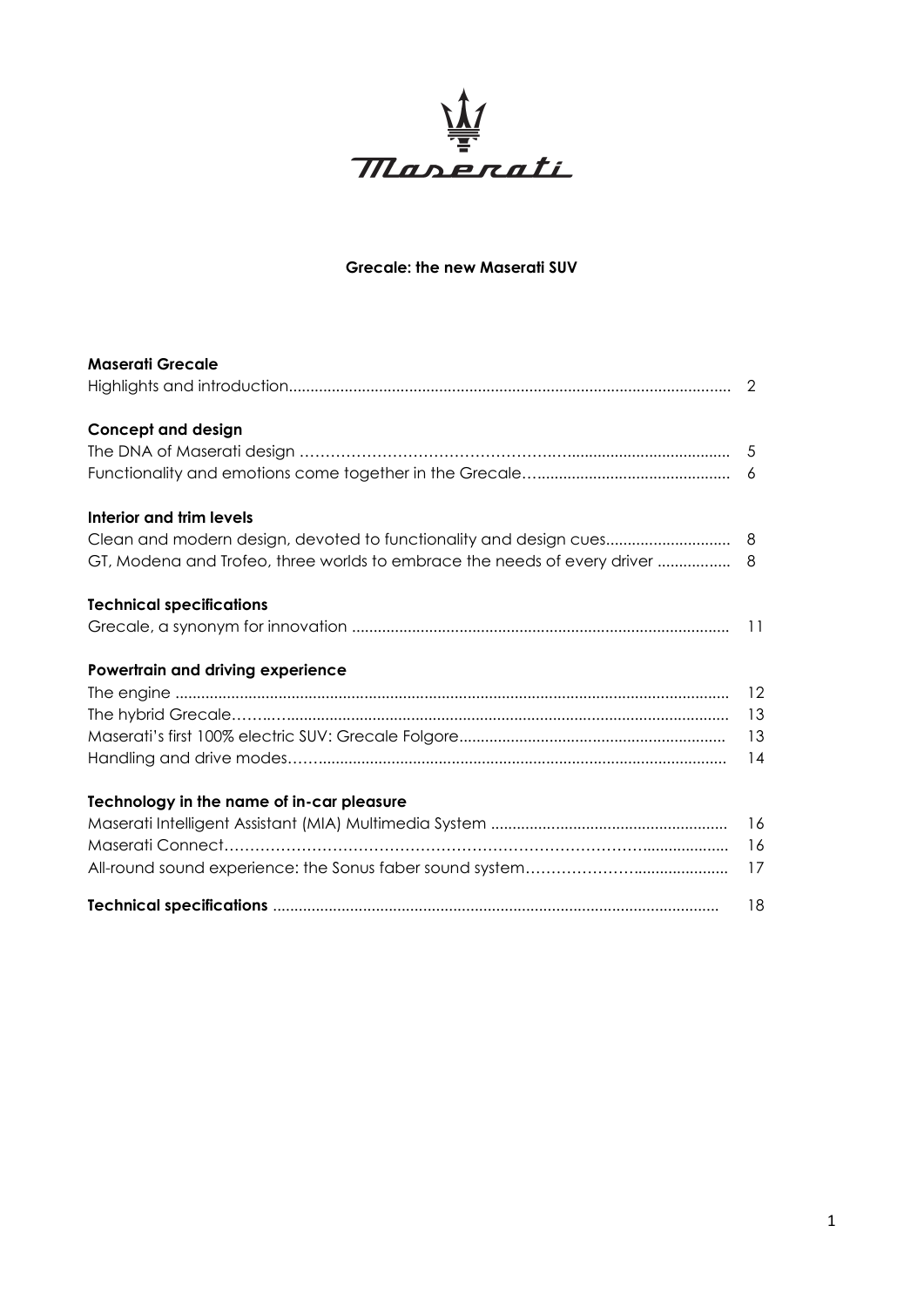Maserati

**Grecale: the new Maserati SUV**

| | |
|---|---|
| **Maserati Grecale** | |
| Highlights and introduction | 2 |
| **Concept and design** | |
| The DNA of Maserati design | 5 |
| Functionality and emotions come together in the Grecale | 6 |
| **Interior and trim levels** | |
| Clean and modern design, devoted to functionality and design cues | 8 |
| GT, Modena and Trofeo, three worlds to embrace the needs of every driver | 8 |
| **Technical specifications** | |
| Grecale, a synonym for innovation | 11 |
| **Powertrain and driving experience** | |
| The engine | 12 |
| The hybrid Grecale | 13 |
| Maserati's first 100% electric SUV: Grecale Folgore | 13 |
| Handling and drive modes | 14 |
| **Technology in the name of in-car pleasure** | |
| Maserati Intelligent Assistant (MIA) Multimedia System | 16 |
| Maserati Connect | 16 |
| All-round sound experience: the Sonus faber sound system | 17 |
| **Technical specifications** | 18 |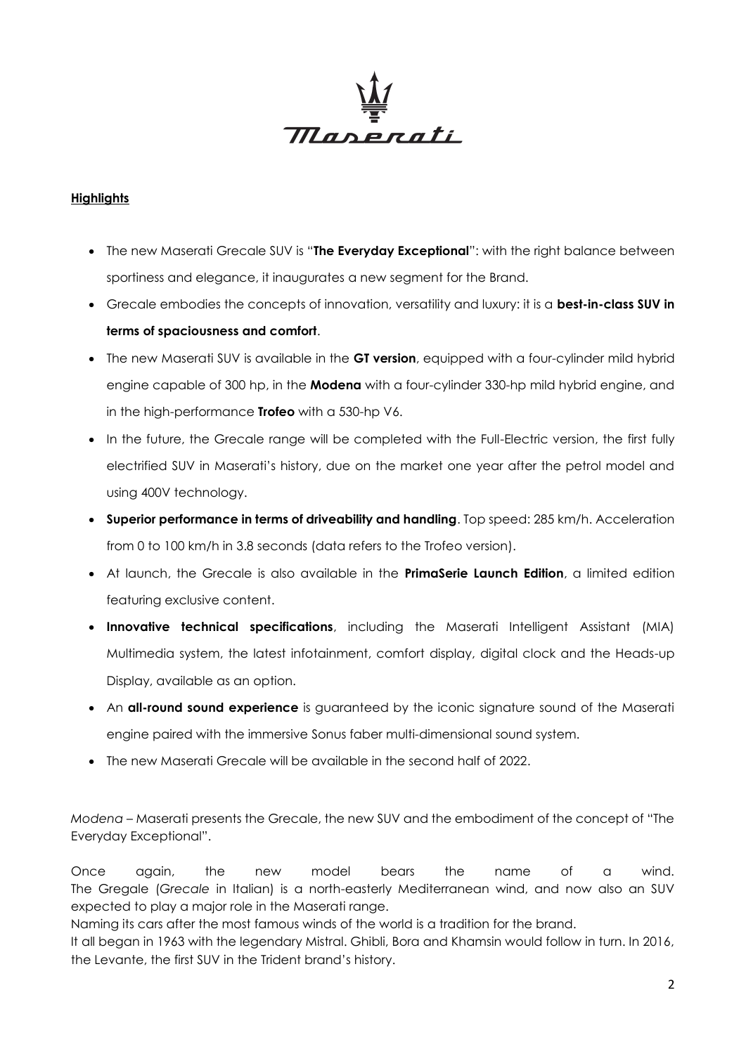**Highlights**

- The new Maserati Grecale SUV is "**The Everyday Exceptional**": with the right balance between sportiness and elegance, it inaugurates a new segment for the Brand.
- Grecale embodies the concepts of innovation, versatility and luxury: it is a **best-in-class SUV in terms of spaciousness and comfort**.
- The new Maserati SUV is available in the **GT version**, equipped with a four-cylinder mild hybrid engine capable of 300 hp, in the **Modena** with a four-cylinder 330-hp mild hybrid engine, and in the high-performance **Trofeo** with a 530-hp V6.
- In the future, the Grecale range will be completed with the Full-Electric version, the first fully electrified SUV in Maserati's history, due on the market one year after the petrol model and using 400V technology.
- **Superior performance in terms of driveability and handling**. Top speed: 285 km/h. Acceleration from 0 to 100 km/h in 3.8 seconds (data refers to the Trofeo version).
- At launch, the Grecale is also available in the **PrimaSerie Launch Edition**, a limited edition featuring exclusive content.
- **Innovative technical specifications**, including the Maserati Intelligent Assistant (MIA) Multimedia system, the latest infotainment, comfort display, digital clock and the Heads-up Display, available as an option.
- An **all-round sound experience** is guaranteed by the iconic signature sound of the Maserati engine paired with the immersive Sonus faber multi-dimensional sound system.
- The new Maserati Grecale will be available in the second half of 2022.

*Modena* – Maserati presents the Grecale, the new SUV and the embodiment of the concept of "The Everyday Exceptional".

Once again, the new model bears the name of a wind. The Gregale (*Grecale* in Italian) is a north-easterly Mediterranean wind, and now also an SUV expected to play a major role in the Maserati range.
Naming its cars after the most famous winds of the world is a tradition for the brand.
It all began in 1963 with the legendary Mistral. Ghibli, Bora and Khamsin would follow in turn. In 2016, the Levante, the first SUV in the Trident brand's history.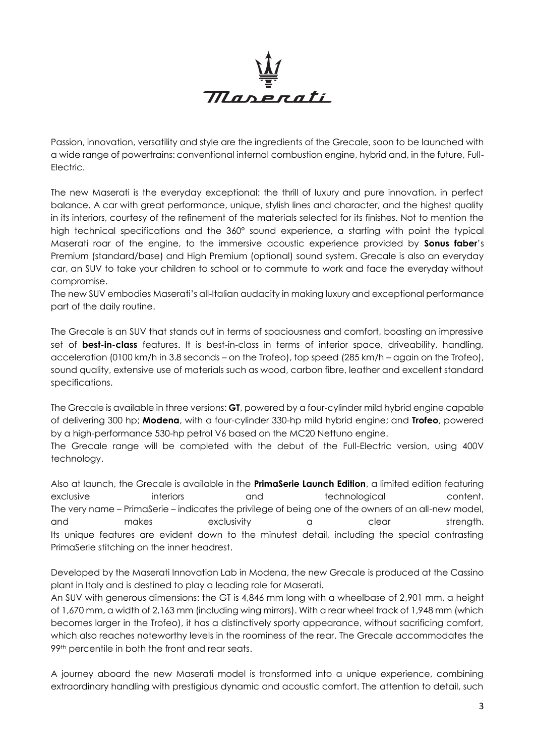Passion, innovation, versatility and style are the ingredients of the Grecale, soon to be launched with a wide range of powertrains: conventional internal combustion engine, hybrid and, in the future, Full-Electric.

The new Maserati is the everyday exceptional: the thrill of luxury and pure innovation, in perfect balance. A car with great performance, unique, stylish lines and character, and the highest quality in its interiors, courtesy of the refinement of the materials selected for its finishes. Not to mention the high technical specifications and the 360° sound experience, a starting with point the typical Maserati roar of the engine, to the immersive acoustic experience provided by **Sonus faber**'s Premium (standard/base) and High Premium (optional) sound system. Grecale is also an everyday car, an SUV to take your children to school or to commute to work and face the everyday without compromise.

The new SUV embodies Maserati's all-Italian audacity in making luxury and exceptional performance part of the daily routine.

The Grecale is an SUV that stands out in terms of spaciousness and comfort, boasting an impressive set of **best-in-class** features. It is best-in-class in terms of interior space, driveability, handling, acceleration (0100 km/h in 3.8 seconds – on the Trofeo), top speed (285 km/h – again on the Trofeo), sound quality, extensive use of materials such as wood, carbon fibre, leather and excellent standard specifications.

The Grecale is available in three versions: **GT**, powered by a four-cylinder mild hybrid engine capable of delivering 300 hp; **Modena**, with a four-cylinder 330-hp mild hybrid engine; and **Trofeo**, powered by a high-performance 530-hp petrol V6 based on the MC20 Nettuno engine.

The Grecale range will be completed with the debut of the Full-Electric version, using 400V technology.

Also at launch, the Grecale is available in the **PrimaSerie Launch Edition**, a limited edition featuring exclusive interiors and technological content.

The very name – PrimaSerie – indicates the privilege of being one of the owners of an all-new model, and makes exclusivity a clear strength.

Its unique features are evident down to the minutest detail, including the special contrasting PrimaSerie stitching on the inner headrest.

Developed by the Maserati Innovation Lab in Modena, the new Grecale is produced at the Cassino plant in Italy and is destined to play a leading role for Maserati.

An SUV with generous dimensions: the GT is 4,846 mm long with a wheelbase of 2,901 mm, a height of 1,670 mm, a width of 2,163 mm (including wing mirrors). With a rear wheel track of 1,948 mm (which becomes larger in the Trofeo), it has a distinctively sporty appearance, without sacrificing comfort, which also reaches noteworthy levels in the roominess of the rear. The Grecale accommodates the 99th percentile in both the front and rear seats.

A journey aboard the new Maserati model is transformed into a unique experience, combining extraordinary handling with prestigious dynamic and acoustic comfort. The attention to detail, such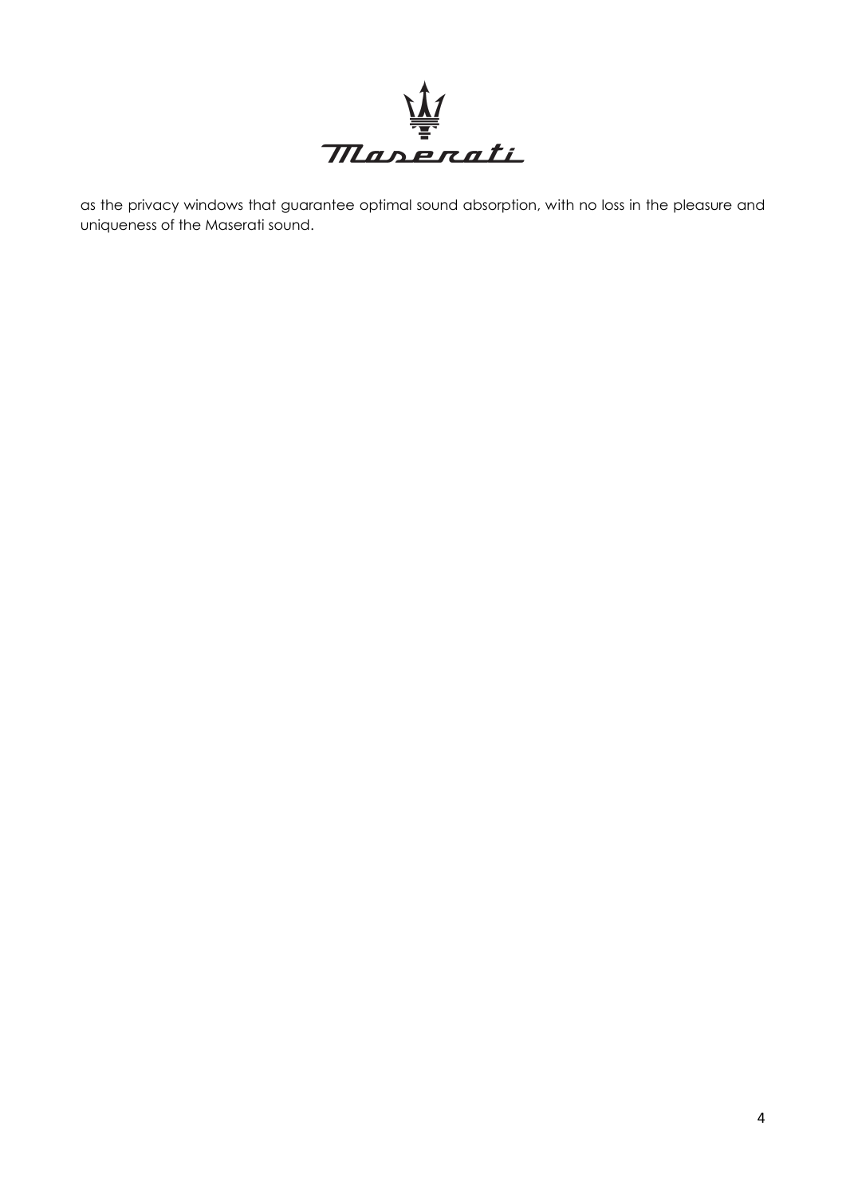as the privacy windows that guarantee optimal sound absorption, with no loss in the pleasure and uniqueness of the Maserati sound.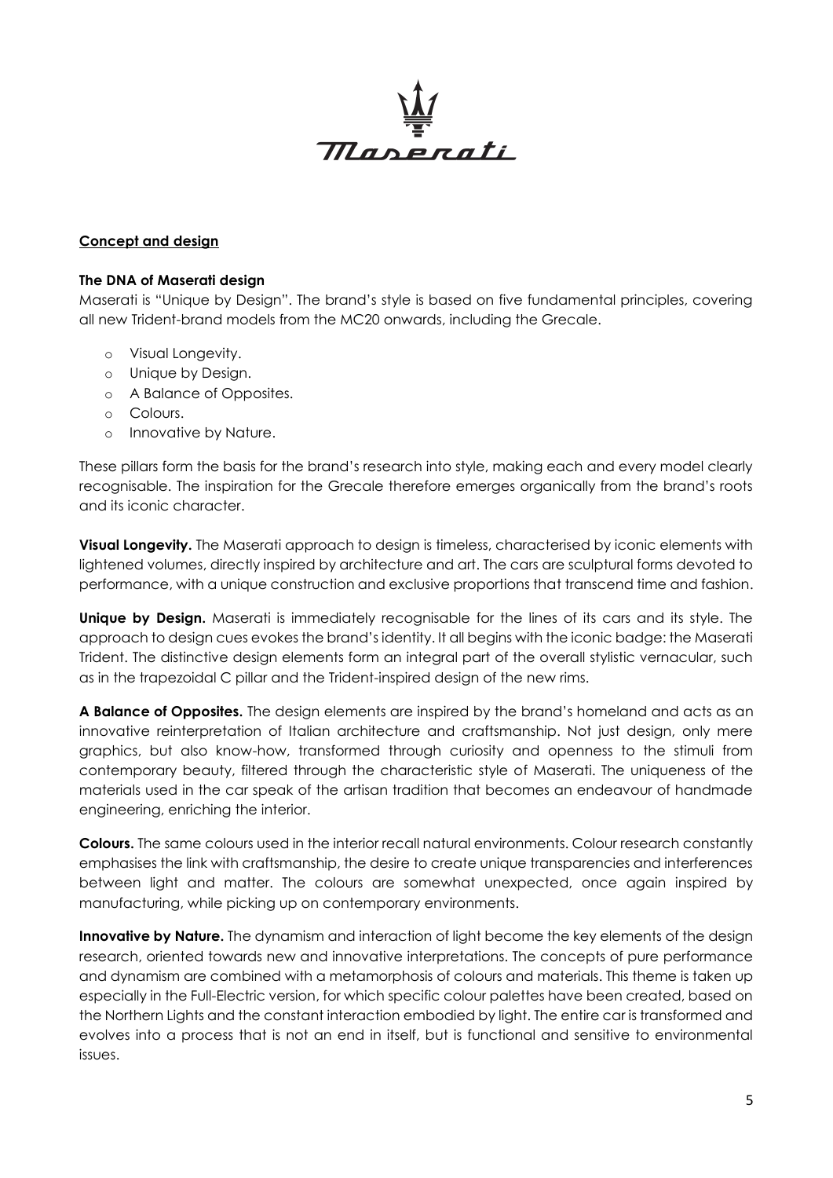## Concept and design

### The DNA of Maserati design

Maserati is "Unique by Design". The brand's style is based on five fundamental principles, covering all new Trident-brand models from the MC20 onwards, including the Grecale.

- Visual Longevity.
- Unique by Design.
- A Balance of Opposites.
- Colours.
- Innovative by Nature.

These pillars form the basis for the brand's research into style, making each and every model clearly recognisable. The inspiration for the Grecale therefore emerges organically from the brand's roots and its iconic character.

**Visual Longevity.** The Maserati approach to design is timeless, characterised by iconic elements with lightened volumes, directly inspired by architecture and art. The cars are sculptural forms devoted to performance, with a unique construction and exclusive proportions that transcend time and fashion.

**Unique by Design.** Maserati is immediately recognisable for the lines of its cars and its style. The approach to design cues evokes the brand's identity. It all begins with the iconic badge: the Maserati Trident. The distinctive design elements form an integral part of the overall stylistic vernacular, such as in the trapezoidal C pillar and the Trident-inspired design of the new rims.

**A Balance of Opposites.** The design elements are inspired by the brand's homeland and acts as an innovative reinterpretation of Italian architecture and craftsmanship. Not just design, only mere graphics, but also know-how, transformed through curiosity and openness to the stimuli from contemporary beauty, filtered through the characteristic style of Maserati. The uniqueness of the materials used in the car speak of the artisan tradition that becomes an endeavour of handmade engineering, enriching the interior.

**Colours.** The same colours used in the interior recall natural environments. Colour research constantly emphasises the link with craftsmanship, the desire to create unique transparencies and interferences between light and matter. The colours are somewhat unexpected, once again inspired by manufacturing, while picking up on contemporary environments.

**Innovative by Nature.** The dynamism and interaction of light become the key elements of the design research, oriented towards new and innovative interpretations. The concepts of pure performance and dynamism are combined with a metamorphosis of colours and materials. This theme is taken up especially in the Full-Electric version, for which specific colour palettes have been created, based on the Northern Lights and the constant interaction embodied by light. The entire car is transformed and evolves into a process that is not an end in itself, but is functional and sensitive to environmental issues.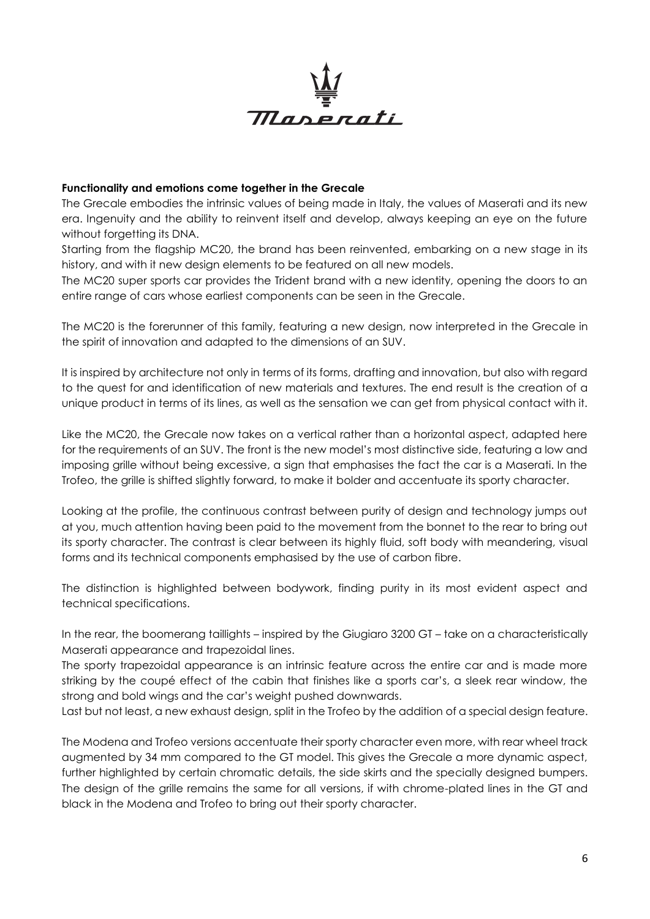**Functionality and emotions come together in the Grecale**

The Grecale embodies the intrinsic values of being made in Italy, the values of Maserati and its new era. Ingenuity and the ability to reinvent itself and develop, always keeping an eye on the future without forgetting its DNA.

Starting from the flagship MC20, the brand has been reinvented, embarking on a new stage in its history, and with it new design elements to be featured on all new models.

The MC20 super sports car provides the Trident brand with a new identity, opening the doors to an entire range of cars whose earliest components can be seen in the Grecale.

The MC20 is the forerunner of this family, featuring a new design, now interpreted in the Grecale in the spirit of innovation and adapted to the dimensions of an SUV.

It is inspired by architecture not only in terms of its forms, drafting and innovation, but also with regard to the quest for and identification of new materials and textures. The end result is the creation of a unique product in terms of its lines, as well as the sensation we can get from physical contact with it.

Like the MC20, the Grecale now takes on a vertical rather than a horizontal aspect, adapted here for the requirements of an SUV. The front is the new model's most distinctive side, featuring a low and imposing grille without being excessive, a sign that emphasises the fact the car is a Maserati. In the Trofeo, the grille is shifted slightly forward, to make it bolder and accentuate its sporty character.

Looking at the profile, the continuous contrast between purity of design and technology jumps out at you, much attention having been paid to the movement from the bonnet to the rear to bring out its sporty character. The contrast is clear between its highly fluid, soft body with meandering, visual forms and its technical components emphasised by the use of carbon fibre.

The distinction is highlighted between bodywork, finding purity in its most evident aspect and technical specifications.

In the rear, the boomerang taillights – inspired by the Giugiaro 3200 GT – take on a characteristically Maserati appearance and trapezoidal lines.

The sporty trapezoidal appearance is an intrinsic feature across the entire car and is made more striking by the coupé effect of the cabin that finishes like a sports car's, a sleek rear window, the strong and bold wings and the car's weight pushed downwards.

Last but not least, a new exhaust design, split in the Trofeo by the addition of a special design feature.

The Modena and Trofeo versions accentuate their sporty character even more, with rear wheel track augmented by 34 mm compared to the GT model. This gives the Grecale a more dynamic aspect, further highlighted by certain chromatic details, the side skirts and the specially designed bumpers. The design of the grille remains the same for all versions, if with chrome-plated lines in the GT and black in the Modena and Trofeo to bring out their sporty character.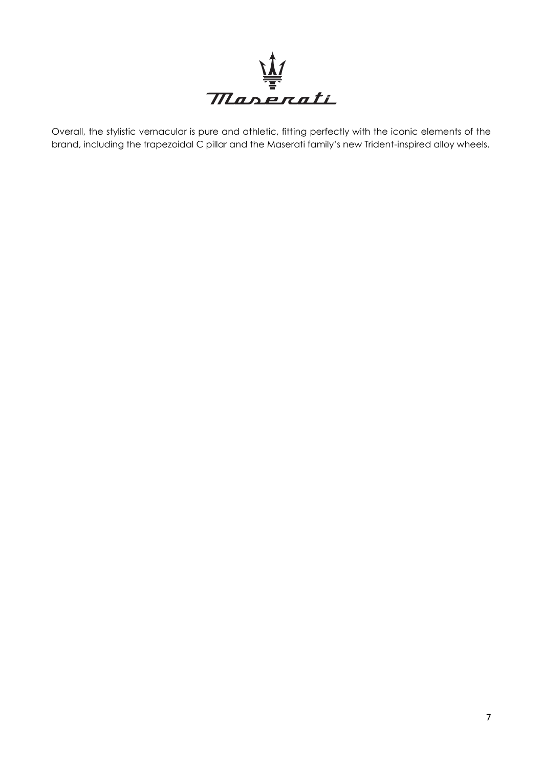Overall, the stylistic vernacular is pure and athletic, fitting perfectly with the iconic elements of the brand, including the trapezoidal C pillar and the Maserati family's new Trident-inspired alloy wheels.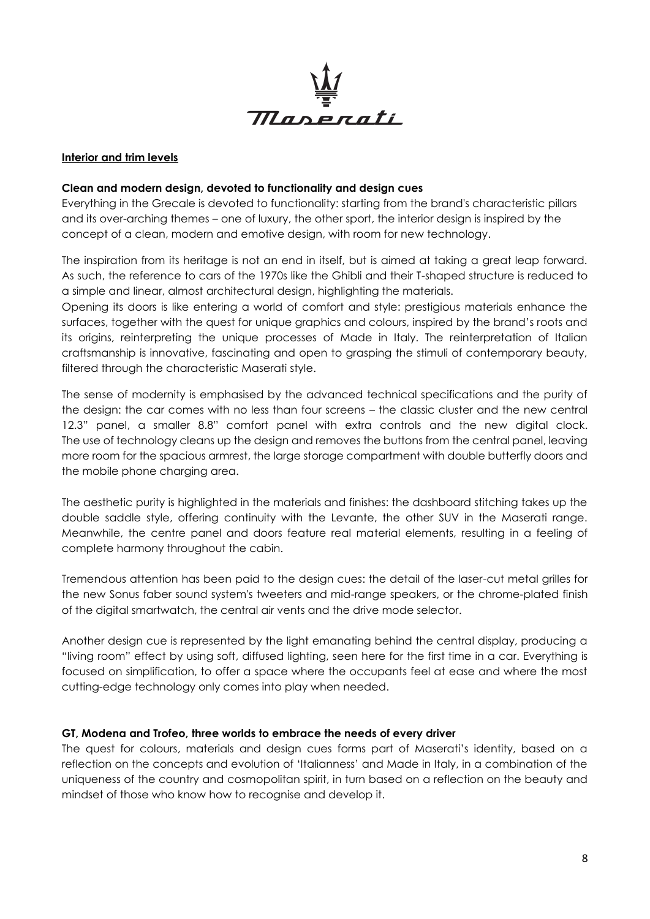## Interior and trim levels

### Clean and modern design, devoted to functionality and design cues

Everything in the Grecale is devoted to functionality: starting from the brand's characteristic pillars and its over-arching themes – one of luxury, the other sport, the interior design is inspired by the concept of a clean, modern and emotive design, with room for new technology.

The inspiration from its heritage is not an end in itself, but is aimed at taking a great leap forward. As such, the reference to cars of the 1970s like the Ghibli and their T-shaped structure is reduced to a simple and linear, almost architectural design, highlighting the materials.

Opening its doors is like entering a world of comfort and style: prestigious materials enhance the surfaces, together with the quest for unique graphics and colours, inspired by the brand's roots and its origins, reinterpreting the unique processes of Made in Italy. The reinterpretation of Italian craftsmanship is innovative, fascinating and open to grasping the stimuli of contemporary beauty, filtered through the characteristic Maserati style.

The sense of modernity is emphasised by the advanced technical specifications and the purity of the design: the car comes with no less than four screens – the classic cluster and the new central 12.3" panel, a smaller 8.8" comfort panel with extra controls and the new digital clock. The use of technology cleans up the design and removes the buttons from the central panel, leaving more room for the spacious armrest, the large storage compartment with double butterfly doors and the mobile phone charging area.

The aesthetic purity is highlighted in the materials and finishes: the dashboard stitching takes up the double saddle style, offering continuity with the Levante, the other SUV in the Maserati range. Meanwhile, the centre panel and doors feature real material elements, resulting in a feeling of complete harmony throughout the cabin.

Tremendous attention has been paid to the design cues: the detail of the laser-cut metal grilles for the new Sonus faber sound system's tweeters and mid-range speakers, or the chrome-plated finish of the digital smartwatch, the central air vents and the drive mode selector.

Another design cue is represented by the light emanating behind the central display, producing a "living room" effect by using soft, diffused lighting, seen here for the first time in a car. Everything is focused on simplification, to offer a space where the occupants feel at ease and where the most cutting-edge technology only comes into play when needed.

### GT, Modena and Trofeo, three worlds to embrace the needs of every driver

The quest for colours, materials and design cues forms part of Maserati's identity, based on a reflection on the concepts and evolution of 'Italianness' and Made in Italy, in a combination of the uniqueness of the country and cosmopolitan spirit, in turn based on a reflection on the beauty and mindset of those who know how to recognise and develop it.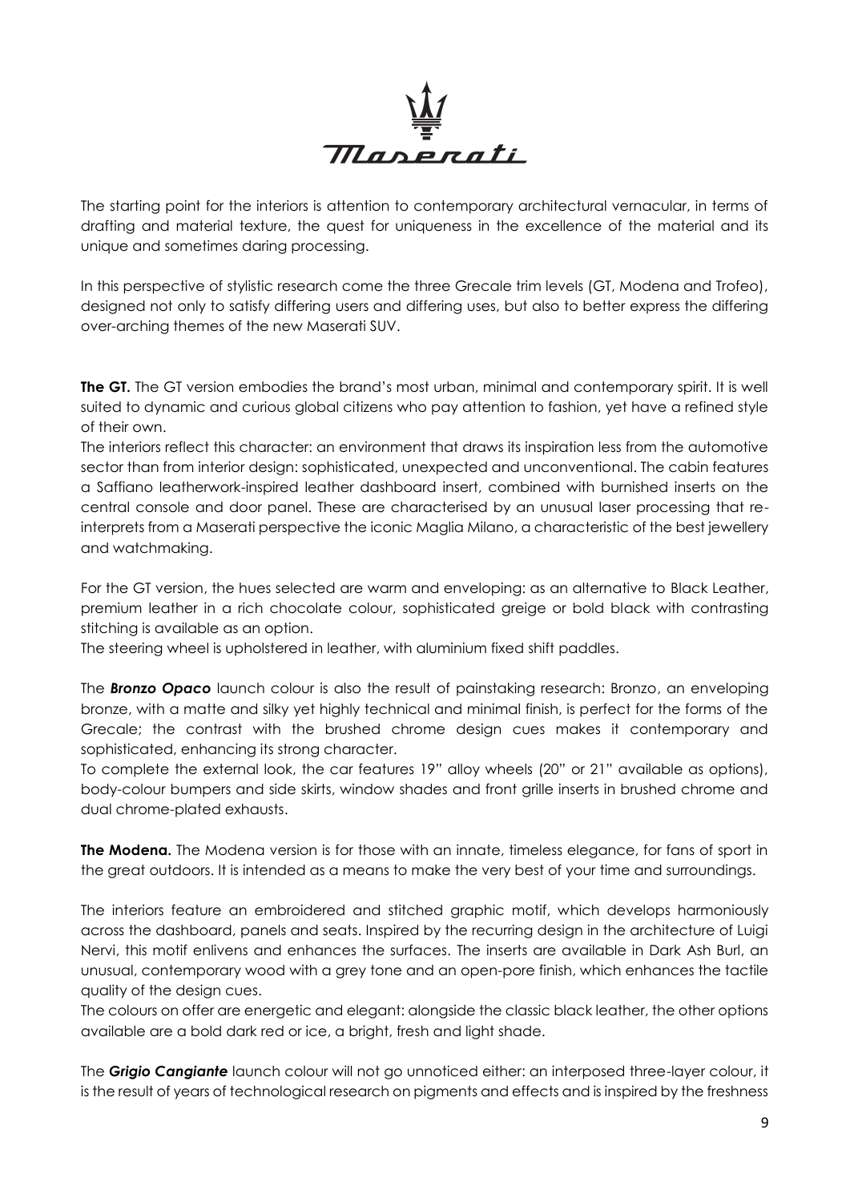The starting point for the interiors is attention to contemporary architectural vernacular, in terms of drafting and material texture, the quest for uniqueness in the excellence of the material and its unique and sometimes daring processing.

In this perspective of stylistic research come the three Grecale trim levels (GT, Modena and Trofeo), designed not only to satisfy differing users and differing uses, but also to better express the differing over-arching themes of the new Maserati SUV.

**The GT.** The GT version embodies the brand's most urban, minimal and contemporary spirit. It is well suited to dynamic and curious global citizens who pay attention to fashion, yet have a refined style of their own.
The interiors reflect this character: an environment that draws its inspiration less from the automotive sector than from interior design: sophisticated, unexpected and unconventional. The cabin features a Saffiano leatherwork-inspired leather dashboard insert, combined with burnished inserts on the central console and door panel. These are characterised by an unusual laser processing that re-interprets from a Maserati perspective the iconic Maglia Milano, a characteristic of the best jewellery and watchmaking.

For the GT version, the hues selected are warm and enveloping: as an alternative to Black Leather, premium leather in a rich chocolate colour, sophisticated greige or bold black with contrasting stitching is available as an option.
The steering wheel is upholstered in leather, with aluminium fixed shift paddles.

The ***Bronzo Opaco*** launch colour is also the result of painstaking research: Bronzo, an enveloping bronze, with a matte and silky yet highly technical and minimal finish, is perfect for the forms of the Grecale; the contrast with the brushed chrome design cues makes it contemporary and sophisticated, enhancing its strong character.
To complete the external look, the car features 19" alloy wheels (20" or 21" available as options), body-colour bumpers and side skirts, window shades and front grille inserts in brushed chrome and dual chrome-plated exhausts.

**The Modena.** The Modena version is for those with an innate, timeless elegance, for fans of sport in the great outdoors. It is intended as a means to make the very best of your time and surroundings.

The interiors feature an embroidered and stitched graphic motif, which develops harmoniously across the dashboard, panels and seats. Inspired by the recurring design in the architecture of Luigi Nervi, this motif enlivens and enhances the surfaces. The inserts are available in Dark Ash Burl, an unusual, contemporary wood with a grey tone and an open-pore finish, which enhances the tactile quality of the design cues.
The colours on offer are energetic and elegant: alongside the classic black leather, the other options available are a bold dark red or ice, a bright, fresh and light shade.

The ***Grigio Cangiante*** launch colour will not go unnoticed either: an interposed three-layer colour, it is the result of years of technological research on pigments and effects and is inspired by the freshness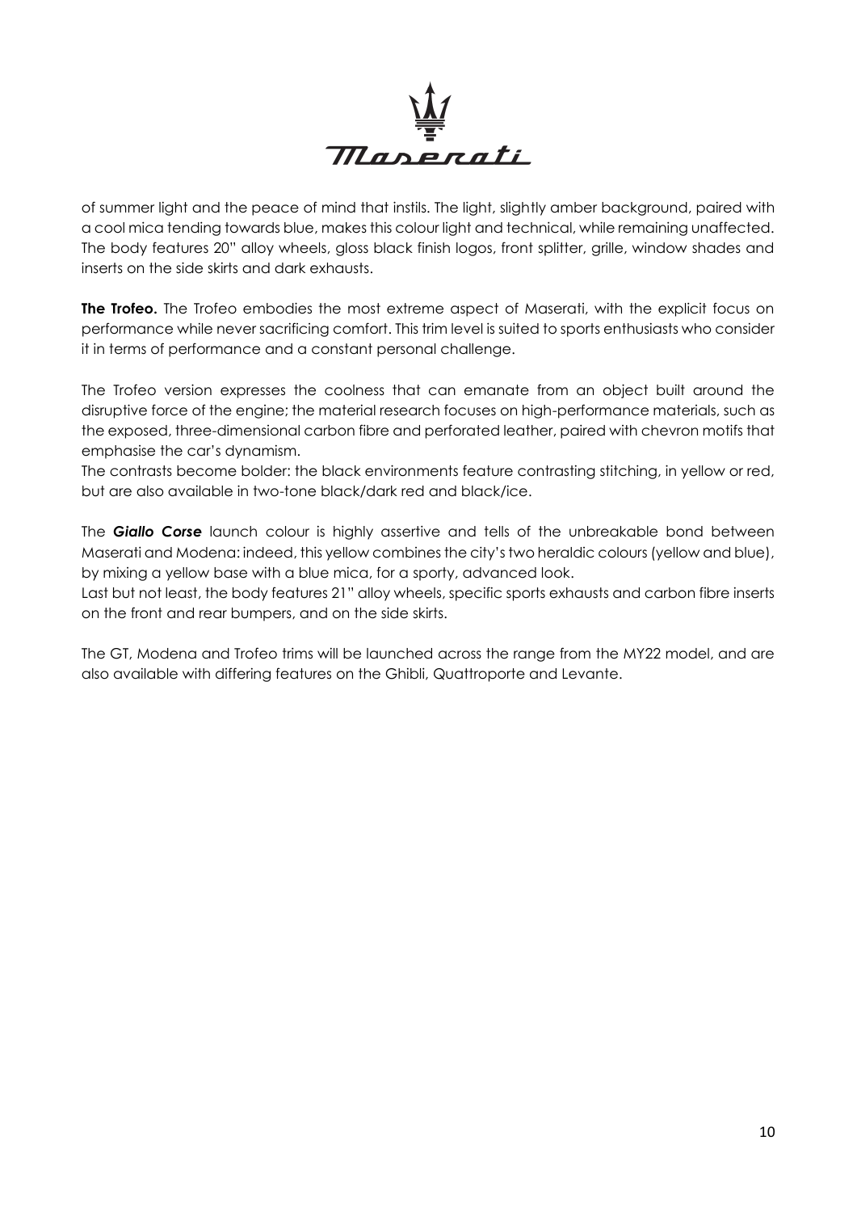of summer light and the peace of mind that instils. The light, slightly amber background, paired with a cool mica tending towards blue, makes this colour light and technical, while remaining unaffected. The body features 20" alloy wheels, gloss black finish logos, front splitter, grille, window shades and inserts on the side skirts and dark exhausts.

**The Trofeo.** The Trofeo embodies the most extreme aspect of Maserati, with the explicit focus on performance while never sacrificing comfort. This trim level is suited to sports enthusiasts who consider it in terms of performance and a constant personal challenge.

The Trofeo version expresses the coolness that can emanate from an object built around the disruptive force of the engine; the material research focuses on high-performance materials, such as the exposed, three-dimensional carbon fibre and perforated leather, paired with chevron motifs that emphasise the car's dynamism.
The contrasts become bolder: the black environments feature contrasting stitching, in yellow or red, but are also available in two-tone black/dark red and black/ice.

The ***Giallo Corse*** launch colour is highly assertive and tells of the unbreakable bond between Maserati and Modena: indeed, this yellow combines the city's two heraldic colours (yellow and blue), by mixing a yellow base with a blue mica, for a sporty, advanced look.
Last but not least, the body features 21" alloy wheels, specific sports exhausts and carbon fibre inserts on the front and rear bumpers, and on the side skirts.

The GT, Modena and Trofeo trims will be launched across the range from the MY22 model, and are also available with differing features on the Ghibli, Quattroporte and Levante.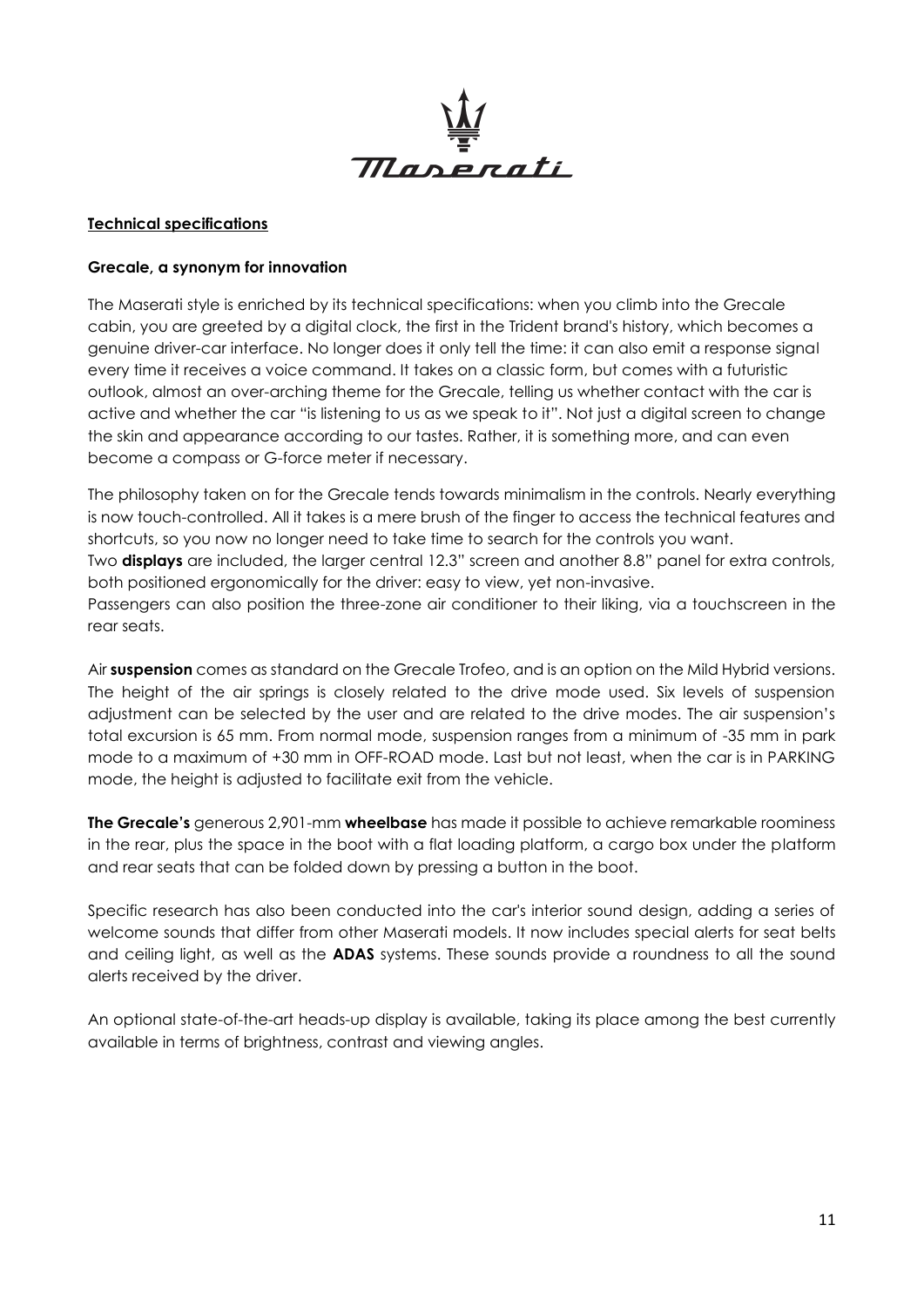## Technical specifications

### Grecale, a synonym for innovation

The Maserati style is enriched by its technical specifications: when you climb into the Grecale cabin, you are greeted by a digital clock, the first in the Trident brand's history, which becomes a genuine driver-car interface. No longer does it only tell the time: it can also emit a response signal every time it receives a voice command. It takes on a classic form, but comes with a futuristic outlook, almost an over-arching theme for the Grecale, telling us whether contact with the car is active and whether the car "is listening to us as we speak to it". Not just a digital screen to change the skin and appearance according to our tastes. Rather, it is something more, and can even become a compass or G-force meter if necessary.

The philosophy taken on for the Grecale tends towards minimalism in the controls. Nearly everything is now touch-controlled. All it takes is a mere brush of the finger to access the technical features and shortcuts, so you now no longer need to take time to search for the controls you want.
Two **displays** are included, the larger central 12.3" screen and another 8.8" panel for extra controls, both positioned ergonomically for the driver: easy to view, yet non-invasive.
Passengers can also position the three-zone air conditioner to their liking, via a touchscreen in the rear seats.

Air **suspension** comes as standard on the Grecale Trofeo, and is an option on the Mild Hybrid versions. The height of the air springs is closely related to the drive mode used. Six levels of suspension adjustment can be selected by the user and are related to the drive modes. The air suspension's total excursion is 65 mm. From normal mode, suspension ranges from a minimum of -35 mm in park mode to a maximum of +30 mm in OFF-ROAD mode. Last but not least, when the car is in PARKING mode, the height is adjusted to facilitate exit from the vehicle.

**The Grecale's** generous 2,901-mm **wheelbase** has made it possible to achieve remarkable roominess in the rear, plus the space in the boot with a flat loading platform, a cargo box under the platform and rear seats that can be folded down by pressing a button in the boot.

Specific research has also been conducted into the car's interior sound design, adding a series of welcome sounds that differ from other Maserati models. It now includes special alerts for seat belts and ceiling light, as well as the **ADAS** systems. These sounds provide a roundness to all the sound alerts received by the driver.

An optional state-of-the-art heads-up display is available, taking its place among the best currently available in terms of brightness, contrast and viewing angles.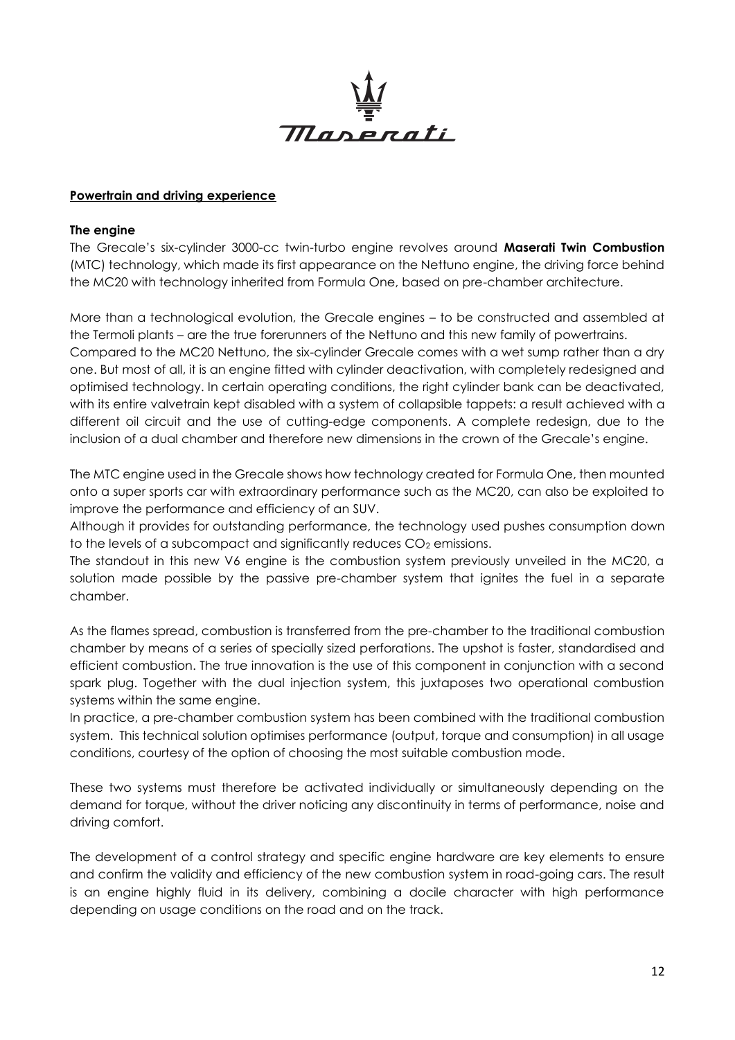## Powertrain and driving experience

### The engine

The Grecale's six-cylinder 3000-cc twin-turbo engine revolves around **Maserati Twin Combustion** (MTC) technology, which made its first appearance on the Nettuno engine, the driving force behind the MC20 with technology inherited from Formula One, based on pre-chamber architecture.

More than a technological evolution, the Grecale engines – to be constructed and assembled at the Termoli plants – are the true forerunners of the Nettuno and this new family of powertrains.
Compared to the MC20 Nettuno, the six-cylinder Grecale comes with a wet sump rather than a dry one. But most of all, it is an engine fitted with cylinder deactivation, with completely redesigned and optimised technology. In certain operating conditions, the right cylinder bank can be deactivated, with its entire valvetrain kept disabled with a system of collapsible tappets: a result achieved with a different oil circuit and the use of cutting-edge components. A complete redesign, due to the inclusion of a dual chamber and therefore new dimensions in the crown of the Grecale's engine.

The MTC engine used in the Grecale shows how technology created for Formula One, then mounted onto a super sports car with extraordinary performance such as the MC20, can also be exploited to improve the performance and efficiency of an SUV.
Although it provides for outstanding performance, the technology used pushes consumption down to the levels of a subcompact and significantly reduces $CO_2$ emissions.
The standout in this new V6 engine is the combustion system previously unveiled in the MC20, a solution made possible by the passive pre-chamber system that ignites the fuel in a separate chamber.

As the flames spread, combustion is transferred from the pre-chamber to the traditional combustion chamber by means of a series of specially sized perforations. The upshot is faster, standardised and efficient combustion. The true innovation is the use of this component in conjunction with a second spark plug. Together with the dual injection system, this juxtaposes two operational combustion systems within the same engine.
In practice, a pre-chamber combustion system has been combined with the traditional combustion system. This technical solution optimises performance (output, torque and consumption) in all usage conditions, courtesy of the option of choosing the most suitable combustion mode.

These two systems must therefore be activated individually or simultaneously depending on the demand for torque, without the driver noticing any discontinuity in terms of performance, noise and driving comfort.

The development of a control strategy and specific engine hardware are key elements to ensure and confirm the validity and efficiency of the new combustion system in road-going cars. The result is an engine highly fluid in its delivery, combining a docile character with high performance depending on usage conditions on the road and on the track.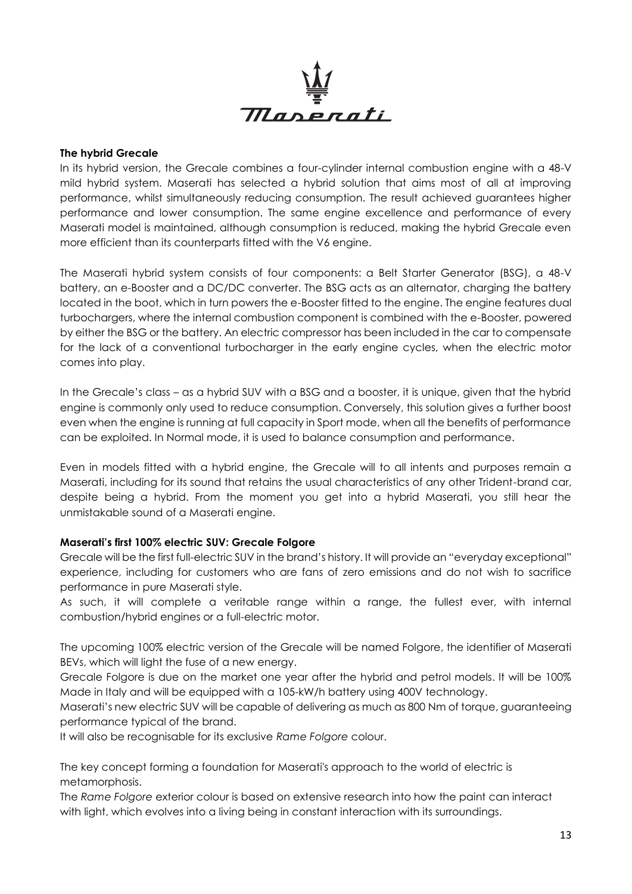**The hybrid Grecale**

In its hybrid version, the Grecale combines a four-cylinder internal combustion engine with a 48-V mild hybrid system. Maserati has selected a hybrid solution that aims most of all at improving performance, whilst simultaneously reducing consumption. The result achieved guarantees higher performance and lower consumption. The same engine excellence and performance of every Maserati model is maintained, although consumption is reduced, making the hybrid Grecale even more efficient than its counterparts fitted with the V6 engine.

The Maserati hybrid system consists of four components: a Belt Starter Generator (BSG), a 48-V battery, an e-Booster and a DC/DC converter. The BSG acts as an alternator, charging the battery located in the boot, which in turn powers the e-Booster fitted to the engine. The engine features dual turbochargers, where the internal combustion component is combined with the e-Booster, powered by either the BSG or the battery. An electric compressor has been included in the car to compensate for the lack of a conventional turbocharger in the early engine cycles, when the electric motor comes into play.

In the Grecale's class – as a hybrid SUV with a BSG and a booster, it is unique, given that the hybrid engine is commonly only used to reduce consumption. Conversely, this solution gives a further boost even when the engine is running at full capacity in Sport mode, when all the benefits of performance can be exploited. In Normal mode, it is used to balance consumption and performance.

Even in models fitted with a hybrid engine, the Grecale will to all intents and purposes remain a Maserati, including for its sound that retains the usual characteristics of any other Trident-brand car, despite being a hybrid. From the moment you get into a hybrid Maserati, you still hear the unmistakable sound of a Maserati engine.

**Maserati's first 100% electric SUV: Grecale Folgore**

Grecale will be the first full-electric SUV in the brand's history. It will provide an "everyday exceptional" experience, including for customers who are fans of zero emissions and do not wish to sacrifice performance in pure Maserati style.

As such, it will complete a veritable range within a range, the fullest ever, with internal combustion/hybrid engines or a full-electric motor.

The upcoming 100% electric version of the Grecale will be named Folgore, the identifier of Maserati BEVs, which will light the fuse of a new energy.

Grecale Folgore is due on the market one year after the hybrid and petrol models. It will be 100% Made in Italy and will be equipped with a 105-kW/h battery using 400V technology.

Maserati's new electric SUV will be capable of delivering as much as 800 Nm of torque, guaranteeing performance typical of the brand.

It will also be recognisable for its exclusive *Rame Folgore* colour.

The key concept forming a foundation for Maserati's approach to the world of electric is metamorphosis.

The *Rame Folgore* exterior colour is based on extensive research into how the paint can interact with light, which evolves into a living being in constant interaction with its surroundings.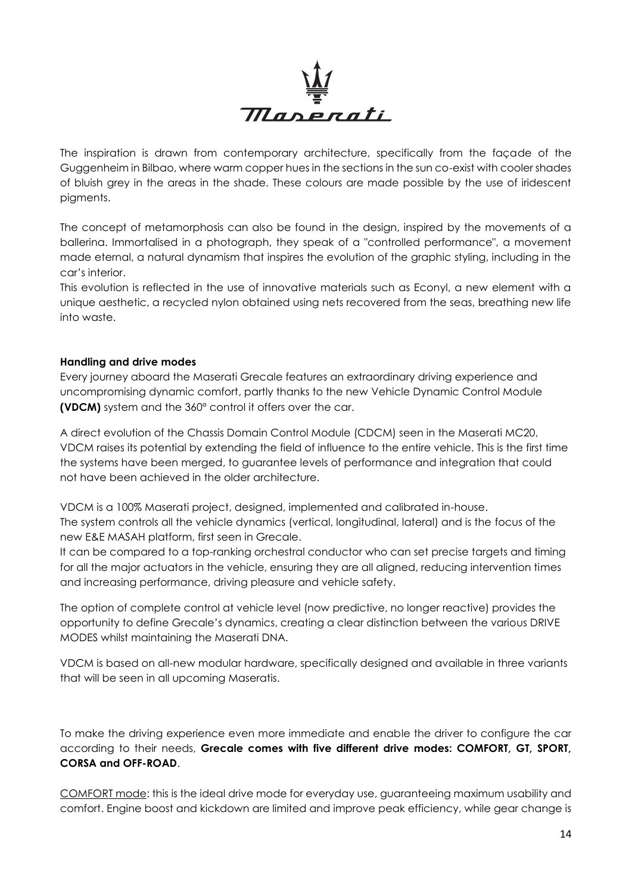The inspiration is drawn from contemporary architecture, specifically from the façade of the Guggenheim in Bilbao, where warm copper hues in the sections in the sun co-exist with cooler shades of bluish grey in the areas in the shade. These colours are made possible by the use of iridescent pigments.

The concept of metamorphosis can also be found in the design, inspired by the movements of a ballerina. Immortalised in a photograph, they speak of a "controlled performance", a movement made eternal, a natural dynamism that inspires the evolution of the graphic styling, including in the car's interior.

This evolution is reflected in the use of innovative materials such as Econyl, a new element with a unique aesthetic, a recycled nylon obtained using nets recovered from the seas, breathing new life into waste.

**Handling and drive modes**

Every journey aboard the Maserati Grecale features an extraordinary driving experience and uncompromising dynamic comfort, partly thanks to the new Vehicle Dynamic Control Module **(VDCM)** system and the 360° control it offers over the car.

A direct evolution of the Chassis Domain Control Module (CDCM) seen in the Maserati MC20, VDCM raises its potential by extending the field of influence to the entire vehicle. This is the first time the systems have been merged, to guarantee levels of performance and integration that could not have been achieved in the older architecture.

VDCM is a 100% Maserati project, designed, implemented and calibrated in-house.
The system controls all the vehicle dynamics (vertical, longitudinal, lateral) and is the focus of the new E&E MASAH platform, first seen in Grecale.
It can be compared to a top-ranking orchestral conductor who can set precise targets and timing for all the major actuators in the vehicle, ensuring they are all aligned, reducing intervention times and increasing performance, driving pleasure and vehicle safety.

The option of complete control at vehicle level (now predictive, no longer reactive) provides the opportunity to define Grecale's dynamics, creating a clear distinction between the various DRIVE MODES whilst maintaining the Maserati DNA.

VDCM is based on all-new modular hardware, specifically designed and available in three variants that will be seen in all upcoming Maseratis.

To make the driving experience even more immediate and enable the driver to configure the car according to their needs, **Grecale comes with five different drive modes: COMFORT, GT, SPORT, CORSA and OFF-ROAD**.

<u>COMFORT mode</u>: this is the ideal drive mode for everyday use, guaranteeing maximum usability and comfort. Engine boost and kickdown are limited and improve peak efficiency, while gear change is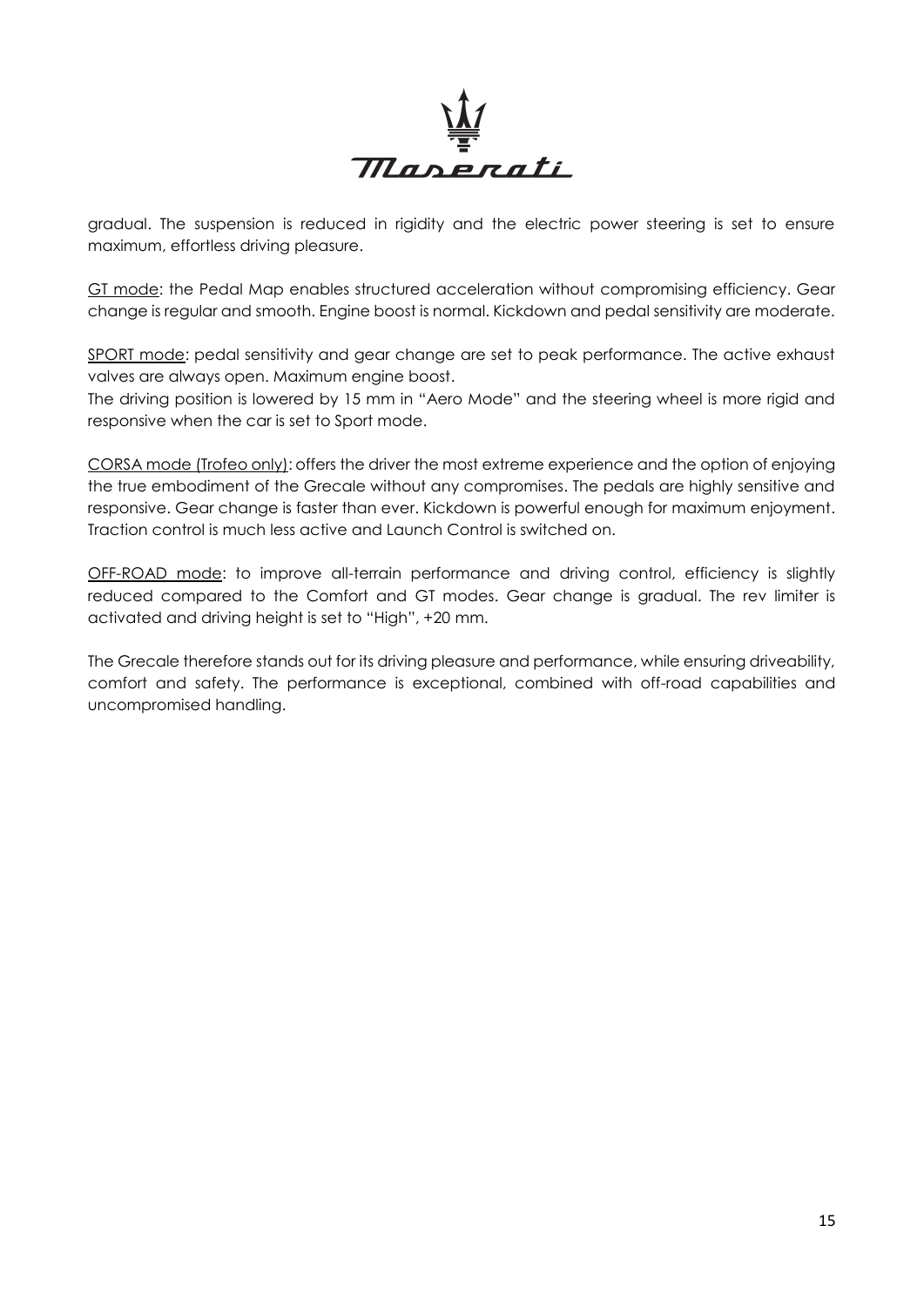gradual. The suspension is reduced in rigidity and the electric power steering is set to ensure maximum, effortless driving pleasure.

<u>GT mode</u>: the Pedal Map enables structured acceleration without compromising efficiency. Gear change is regular and smooth. Engine boost is normal. Kickdown and pedal sensitivity are moderate.

<u>SPORT mode</u>: pedal sensitivity and gear change are set to peak performance. The active exhaust valves are always open. Maximum engine boost.
The driving position is lowered by 15 mm in "Aero Mode" and the steering wheel is more rigid and responsive when the car is set to Sport mode.

<u>CORSA mode (Trofeo only)</u>: offers the driver the most extreme experience and the option of enjoying the true embodiment of the Grecale without any compromises. The pedals are highly sensitive and responsive. Gear change is faster than ever. Kickdown is powerful enough for maximum enjoyment. Traction control is much less active and Launch Control is switched on.

<u>OFF-ROAD mode</u>: to improve all-terrain performance and driving control, efficiency is slightly reduced compared to the Comfort and GT modes. Gear change is gradual. The rev limiter is activated and driving height is set to "High", +20 mm.

The Grecale therefore stands out for its driving pleasure and performance, while ensuring driveability, comfort and safety. The performance is exceptional, combined with off-road capabilities and uncompromised handling.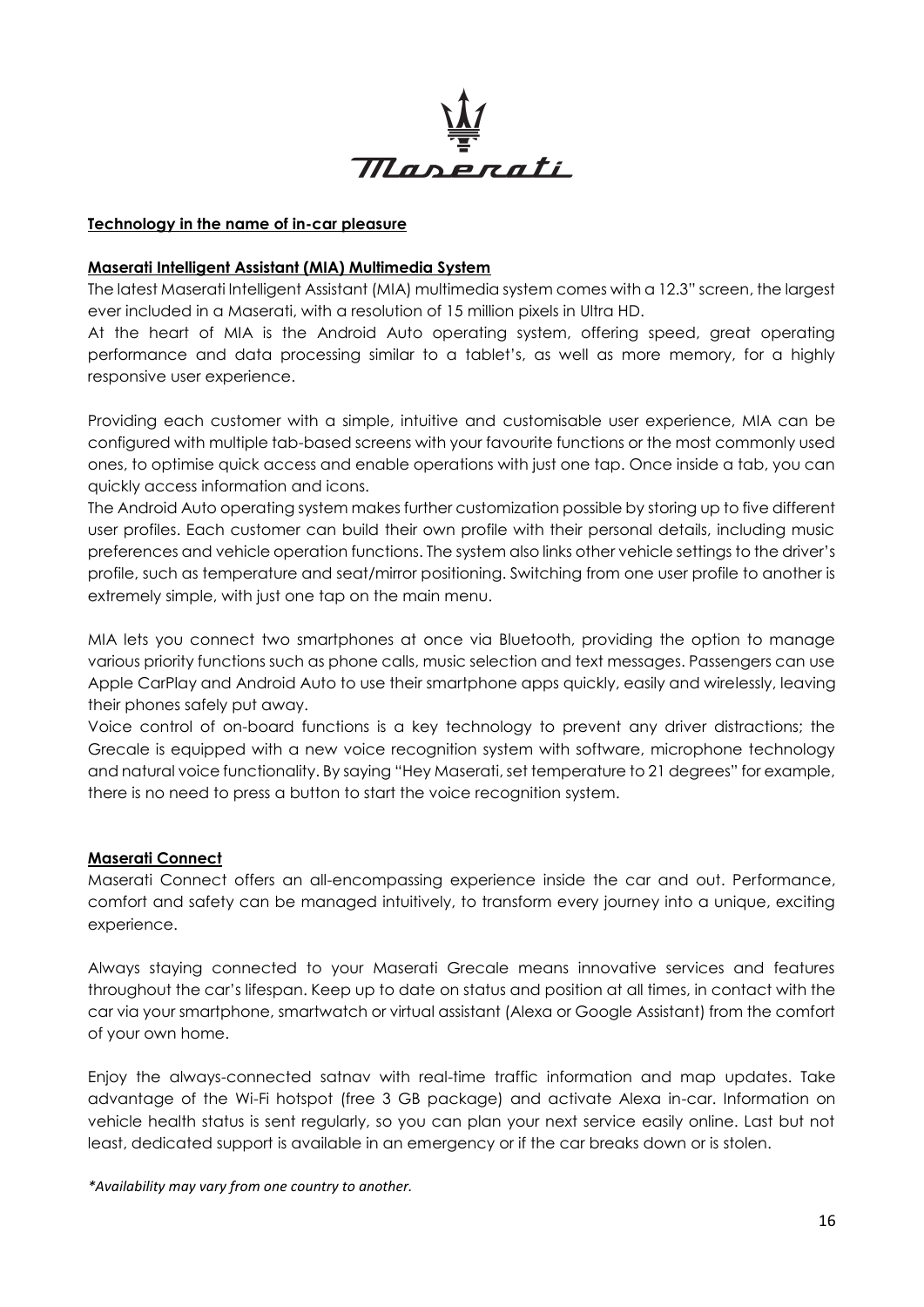## Technology in the name of in-car pleasure

### Maserati Intelligent Assistant (MIA) Multimedia System

The latest Maserati Intelligent Assistant (MIA) multimedia system comes with a 12.3" screen, the largest ever included in a Maserati, with a resolution of 15 million pixels in Ultra HD.

At the heart of MIA is the Android Auto operating system, offering speed, great operating performance and data processing similar to a tablet's, as well as more memory, for a highly responsive user experience.

Providing each customer with a simple, intuitive and customisable user experience, MIA can be configured with multiple tab-based screens with your favourite functions or the most commonly used ones, to optimise quick access and enable operations with just one tap. Once inside a tab, you can quickly access information and icons.

The Android Auto operating system makes further customization possible by storing up to five different user profiles. Each customer can build their own profile with their personal details, including music preferences and vehicle operation functions. The system also links other vehicle settings to the driver's profile, such as temperature and seat/mirror positioning. Switching from one user profile to another is extremely simple, with just one tap on the main menu.

MIA lets you connect two smartphones at once via Bluetooth, providing the option to manage various priority functions such as phone calls, music selection and text messages. Passengers can use Apple CarPlay and Android Auto to use their smartphone apps quickly, easily and wirelessly, leaving their phones safely put away.

Voice control of on-board functions is a key technology to prevent any driver distractions; the Grecale is equipped with a new voice recognition system with software, microphone technology and natural voice functionality. By saying "Hey Maserati, set temperature to 21 degrees" for example, there is no need to press a button to start the voice recognition system.

### Maserati Connect

Maserati Connect offers an all-encompassing experience inside the car and out. Performance, comfort and safety can be managed intuitively, to transform every journey into a unique, exciting experience.

Always staying connected to your Maserati Grecale means innovative services and features throughout the car's lifespan. Keep up to date on status and position at all times, in contact with the car via your smartphone, smartwatch or virtual assistant (Alexa or Google Assistant) from the comfort of your own home.

Enjoy the always-connected satnav with real-time traffic information and map updates. Take advantage of the Wi-Fi hotspot (free 3 GB package) and activate Alexa in-car. Information on vehicle health status is sent regularly, so you can plan your next service easily online. Last but not least, dedicated support is available in an emergency or if the car breaks down or is stolen.

*\*Availability may vary from one country to another.*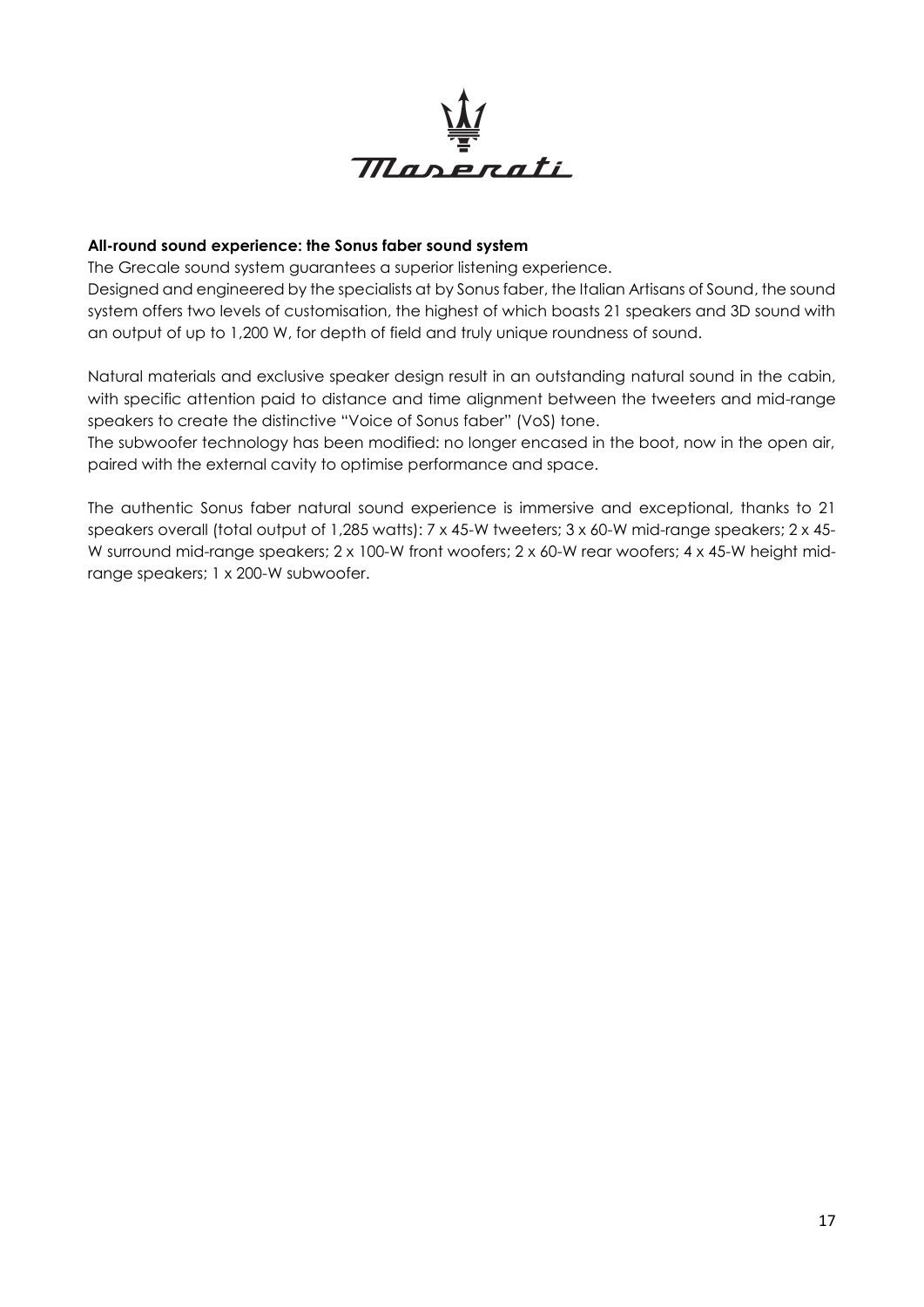**All-round sound experience: the Sonus faber sound system**

The Grecale sound system guarantees a superior listening experience.
Designed and engineered by the specialists at by Sonus faber, the Italian Artisans of Sound, the sound system offers two levels of customisation, the highest of which boasts 21 speakers and 3D sound with an output of up to 1,200 W, for depth of field and truly unique roundness of sound.

Natural materials and exclusive speaker design result in an outstanding natural sound in the cabin, with specific attention paid to distance and time alignment between the tweeters and mid-range speakers to create the distinctive "Voice of Sonus faber" (VoS) tone.
The subwoofer technology has been modified: no longer encased in the boot, now in the open air, paired with the external cavity to optimise performance and space.

The authentic Sonus faber natural sound experience is immersive and exceptional, thanks to 21 speakers overall (total output of 1,285 watts): 7 x 45-W tweeters; 3 x 60-W mid-range speakers; 2 x 45-W surround mid-range speakers; 2 x 100-W front woofers; 2 x 60-W rear woofers; 4 x 45-W height mid-range speakers; 1 x 200-W subwoofer.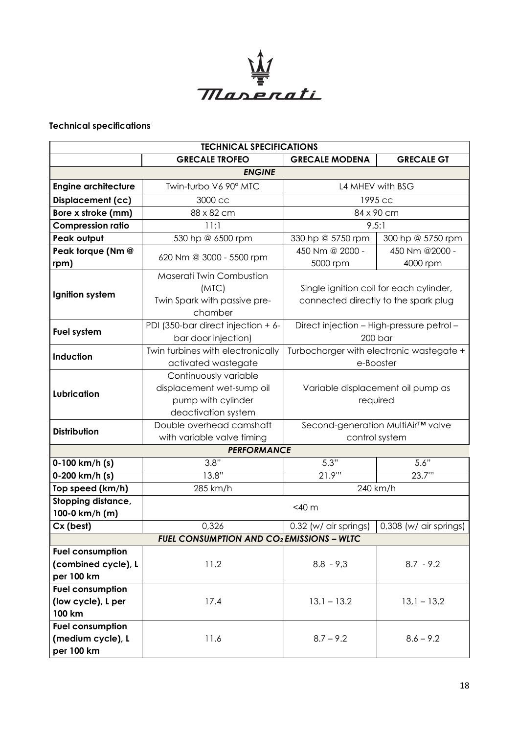**Technical specifications**

| TECHNICAL SPECIFICATIONS | | | |
|---|---|---|---|
| | **GRECALE TROFEO** | **GRECALE MODENA** | **GRECALE GT** |
| ***ENGINE*** | | | |
| **Engine architecture** | Twin-turbo V6 90° MTC | L4 MHEV with BSG | |
| **Displacement (cc)** | 3000 cc | 1995 cc | |
| **Bore x stroke (mm)** | 88 x 82 cm | 84 x 90 cm | |
| **Compression ratio** | 11:1 | 9.5:1 | |
| **Peak output** | 530 hp @ 6500 rpm | 330 hp @ 5750 rpm | 300 hp @ 5750 rpm |
| **Peak torque (Nm @ rpm)** | 620 Nm @ 3000 - 5500 rpm | 450 Nm @ 2000 - 5000 rpm | 450 Nm @2000 - 4000 rpm |
| **Ignition system** | Maserati Twin Combustion (MTC) Twin Spark with passive pre-chamber | Single ignition coil for each cylinder, connected directly to the spark plug | |
| **Fuel system** | PDI (350-bar direct injection + 6-bar door injection) | Direct injection – High-pressure petrol – 200 bar | |
| **Induction** | Twin turbines with electronically activated wastegate | Turbocharger with electronic wastegate + e-Booster | |
| **Lubrication** | Continuously variable displacement wet-sump oil pump with cylinder deactivation system | Variable displacement oil pump as required | |
| **Distribution** | Double overhead camshaft with variable valve timing | Second-generation MultiAir™ valve control system | |
| ***PERFORMANCE*** | | | |
| **0-100 km/h (s)** | 3.8" | 5.3" | 5.6" |
| **0-200 km/h (s)** | 13.8" | 21.9'" | 23.7'" |
| **Top speed (km/h)** | 285 km/h | 240 km/h | |
| **Stopping distance, 100-0 km/h (m)** | <40 m | | |
| **Cx (best)** | 0,326 | 0.32 (w/ air springs) | 0,308 (w/ air springs) |
| ***FUEL CONSUMPTION AND $CO_2$ EMISSIONS – WLTC*** | | | |
| **Fuel consumption (combined cycle), L per 100 km** | 11.2 | 8.8 - 9,3 | 8.7 - 9.2 |
| **Fuel consumption (low cycle), L per 100 km** | 17.4 | 13.1 – 13.2 | 13,1 – 13.2 |
| **Fuel consumption (medium cycle), L per 100 km** | 11.6 | 8.7 – 9.2 | 8.6 – 9.2 |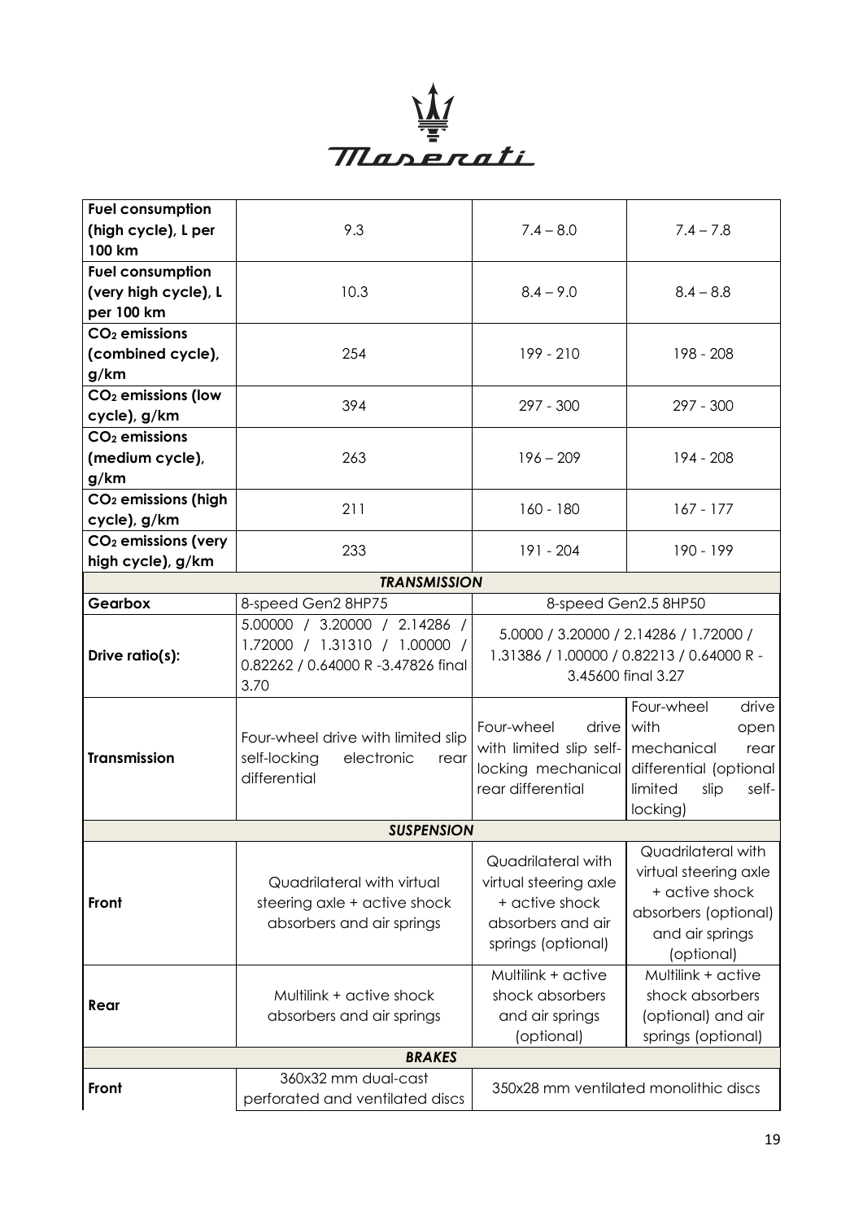| | | | |
|---|---|---|---|
| **Fuel consumption (high cycle), L per 100 km** | 9.3 | 7.4 – 8.0 | 7.4 – 7.8 |
| **Fuel consumption (very high cycle), L per 100 km** | 10.3 | 8.4 – 9.0 | 8.4 – 8.8 |
| **$CO_2$ emissions (combined cycle), g/km** | 254 | 199 - 210 | 198 - 208 |
| **$CO_2$ emissions (low cycle), g/km** | 394 | 297 - 300 | 297 - 300 |
| **$CO_2$ emissions (medium cycle), g/km** | 263 | 196 – 209 | 194 - 208 |
| **$CO_2$ emissions (high cycle), g/km** | 211 | 160 - 180 | 167 - 177 |
| **$CO_2$ emissions (very high cycle), g/km** | 233 | 191 - 204 | 190 - 199 |
| ***TRANSMISSION*** | | | |
| **Gearbox** | 8-speed Gen2 8HP75 | 8-speed Gen2.5 8HP50 | |
| **Drive ratio(s):** | 5.00000 / 3.20000 / 2.14286 / 1.72000 / 1.31310 / 1.00000 / 0.82262 / 0.64000 R -3.47826 final 3.70 | 5.0000 / 3.20000 / 2.14286 / 1.72000 / 1.31386 / 1.00000 / 0.82213 / 0.64000 R - 3.45600 final 3.27 | |
| **Transmission** | Four-wheel drive with limited slip self-locking electronic rear differential | Four-wheel drive with limited slip self-locking mechanical rear differential | Four-wheel drive with open mechanical rear differential (optional limited slip self-locking) |
| ***SUSPENSION*** | | | |
| **Front** | Quadrilateral with virtual steering axle + active shock absorbers and air springs | Quadrilateral with virtual steering axle + active shock absorbers and air springs (optional) | Quadrilateral with virtual steering axle + active shock absorbers (optional) and air springs (optional) |
| **Rear** | Multilink + active shock absorbers and air springs | Multilink + active shock absorbers and air springs (optional) | Multilink + active shock absorbers (optional) and air springs (optional) |
| ***BRAKES*** | | | |
| **Front** | 360x32 mm dual-cast perforated and ventilated discs | 350x28 mm ventilated monolithic discs | |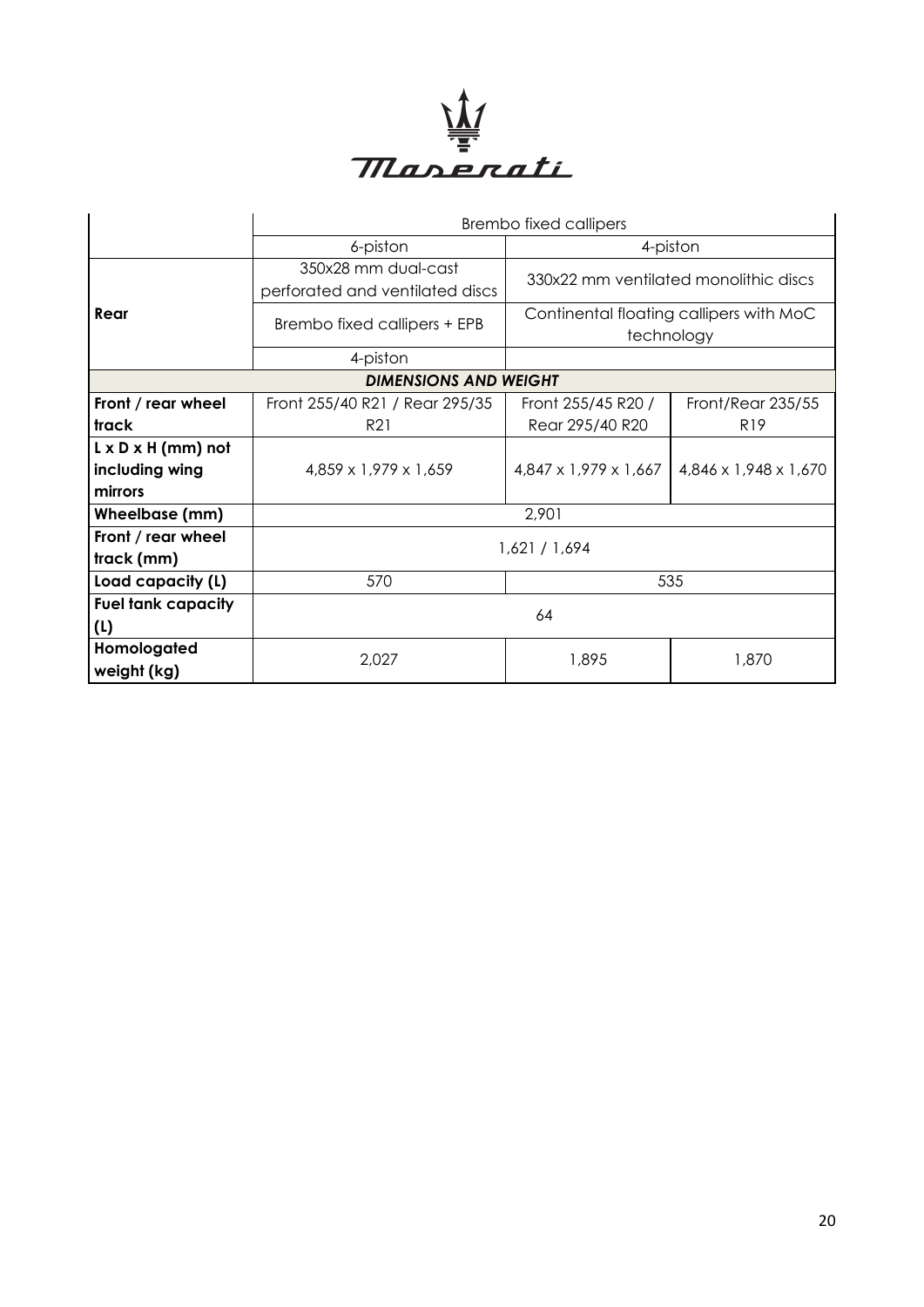| | | | |
|---|---|---|---|
| | Brembo fixed callipers | | |
| | 6-piston | 4-piston | |
| Rear | 350x28 mm dual-cast perforated and ventilated discs | 330x22 mm ventilated monolithic discs | |
| | Brembo fixed callipers + EPB | Continental floating callipers with MoC technology | |
| | 4-piston | | |
| ***DIMENSIONS AND WEIGHT*** | | | |
| **Front / rear wheel track** | Front 255/40 R21 / Rear 295/35 R21 | Front 255/45 R20 / Rear 295/40 R20 | Front/Rear 235/55 R19 |
| **L x D x H (mm) not including wing mirrors** | 4,859 x 1,979 x 1,659 | 4,847 x 1,979 x 1,667 | 4,846 x 1,948 x 1,670 |
| **Wheelbase (mm)** | 2,901 | | |
| **Front / rear wheel track (mm)** | 1,621 / 1,694 | | |
| **Load capacity (L)** | 570 | 535 | |
| **Fuel tank capacity (L)** | 64 | | |
| **Homologated weight (kg)** | 2,027 | 1,895 | 1,870 |